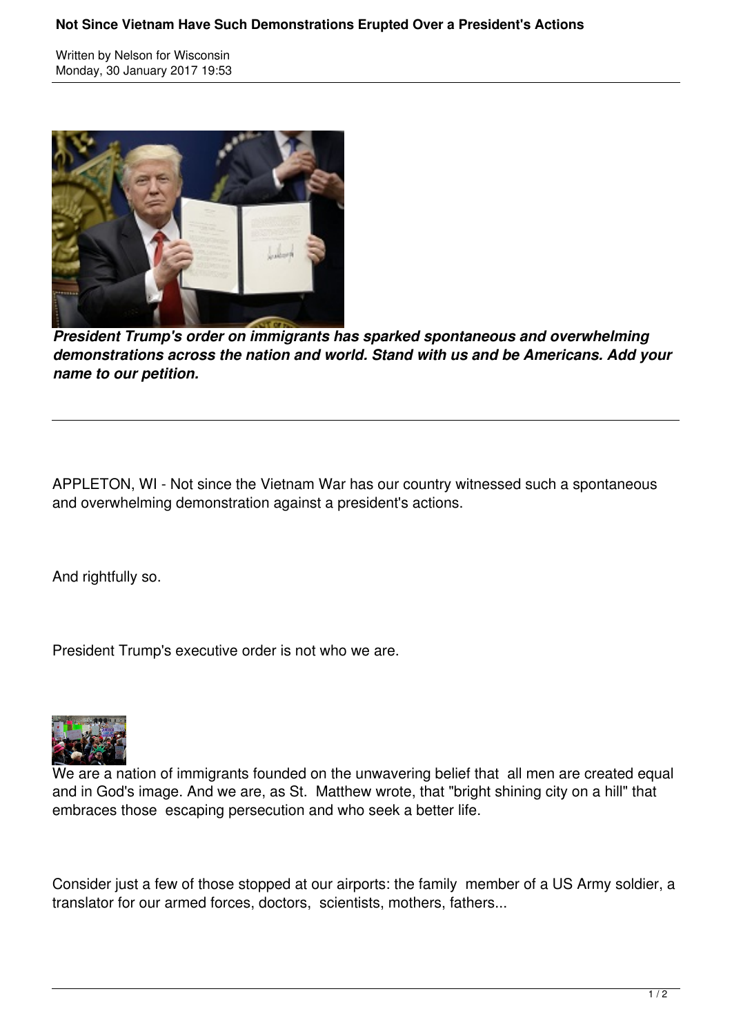# Not Since Vietnam Have Such Demonstrations Erupted Over a President's Actions

Written by Nelson for Wisconsin
Monday, 30 January 2017 19:53

***President Trump's order on immigrants has sparked spontaneous and overwhelming demonstrations across the nation and world. Stand with us and be Americans. Add your name to our petition.***

---

APPLETON, WI - Not since the Vietnam War has our country witnessed such a spontaneous and overwhelming demonstration against a president's actions.

And rightfully so.

President Trump's executive order is not who we are.

We are a nation of immigrants founded on the unwavering belief that all men are created equal and in God's image. And we are, as St. Matthew wrote, that "bright shining city on a hill" that embraces those escaping persecution and who seek a better life.

Consider just a few of those stopped at our airports: the family member of a US Army soldier, a translator for our armed forces, doctors, scientists, mothers, fathers...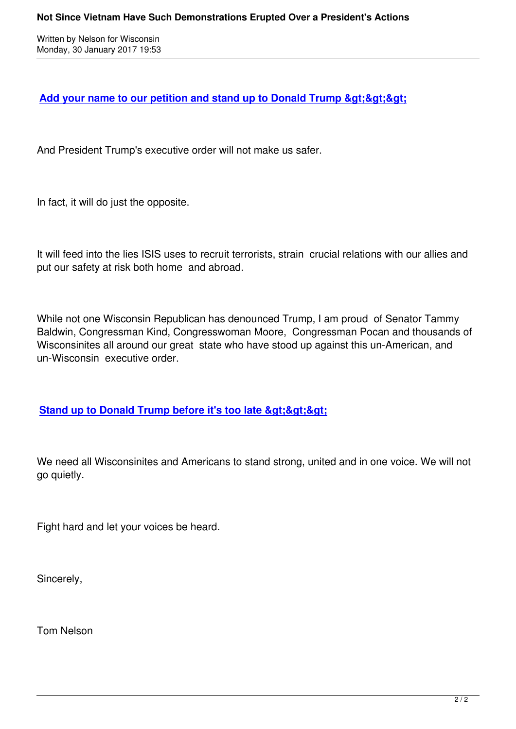**Add your name to our petition and stand up to Donald Trump &gt;&gt;&gt;**

And President Trump's executive order will not make us safer.

In fact, it will do just the opposite.

It will feed into the lies ISIS uses to recruit terrorists, strain crucial relations with our allies and put our safety at risk both home and abroad.

While not one Wisconsin Republican has denounced Trump, I am proud of Senator Tammy Baldwin, Congressman Kind, Congresswoman Moore, Congressman Pocan and thousands of Wisconsinites all around our great state who have stood up against this un-American, and un-Wisconsin executive order.

**Stand up to Donald Trump before it's too late &gt;&gt;&gt;**

We need all Wisconsinites and Americans to stand strong, united and in one voice. We will not go quietly.

Fight hard and let your voices be heard.

Sincerely,

Tom Nelson